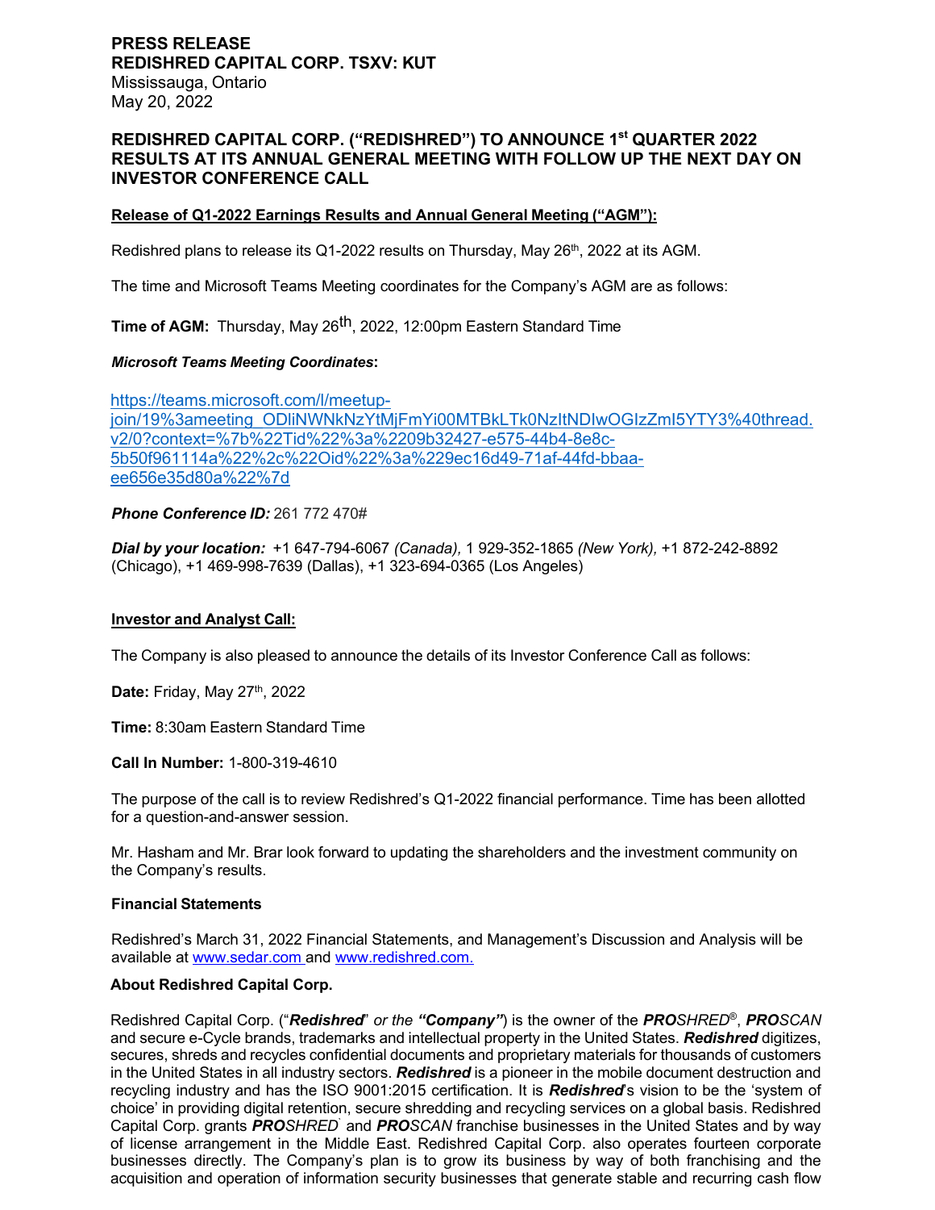**PRESS RELEASE**
**REDISHRED CAPITAL CORP. TSXV: KUT**
Mississauga, Ontario
May 20, 2022

# REDISHRED CAPITAL CORP. ("REDISHRED") TO ANNOUNCE 1st QUARTER 2022 RESULTS AT ITS ANNUAL GENERAL MEETING WITH FOLLOW UP THE NEXT DAY ON INVESTOR CONFERENCE CALL

**Release of Q1-2022 Earnings Results and Annual General Meeting ("AGM"):**

Redishred plans to release its Q1-2022 results on Thursday, May 26th, 2022 at its AGM.

The time and Microsoft Teams Meeting coordinates for the Company's AGM are as follows:

**Time of AGM:** Thursday, May 26th, 2022, 12:00pm Eastern Standard Time

***Microsoft Teams Meeting Coordinates*:**

https://teams.microsoft.com/l/meetup-join/19%3ameeting_ODliNWNkNzYtMjFmYi00MTBkLTk0NzItNDIwOGIzZmI5YTY3%40thread.v2/0?context=%7b%22Tid%22%3a%2209b32427-e575-44b4-8e8c-5b50f961114a%22%2c%22Oid%22%3a%229ec16d49-71af-44fd-bbaa-ee656e35d80a%22%7d

***Phone Conference ID:*** 261 772 470#

***Dial by your location:*** +1 647-794-6067 *(Canada),* 1 929-352-1865 *(New York),* +1 872-242-8892 (Chicago), +1 469-998-7639 (Dallas), +1 323-694-0365 (Los Angeles)

**Investor and Analyst Call:**

The Company is also pleased to announce the details of its Investor Conference Call as follows:

**Date:** Friday, May 27th, 2022

**Time:** 8:30am Eastern Standard Time

**Call In Number:** 1-800-319-4610

The purpose of the call is to review Redishred's Q1-2022 financial performance. Time has been allotted for a question-and-answer session.

Mr. Hasham and Mr. Brar look forward to updating the shareholders and the investment community on the Company's results.

**Financial Statements**

Redishred's March 31, 2022 Financial Statements, and Management's Discussion and Analysis will be available at www.sedar.com and www.redishred.com.

**About Redishred Capital Corp.**

Redishred Capital Corp. ("***Redishred***" *or the* ***"Company"***) is the owner of the ***PRO****SHRED*®, ***PRO****SCAN* and secure e-Cycle brands, trademarks and intellectual property in the United States. ***Redishred*** digitizes, secures, shreds and recycles confidential documents and proprietary materials for thousands of customers in the United States in all industry sectors. ***Redishred*** is a pioneer in the mobile document destruction and recycling industry and has the ISO 9001:2015 certification. It is ***Redishred***'s vision to be the 'system of choice' in providing digital retention, secure shredding and recycling services on a global basis. Redishred Capital Corp. grants ***PRO****SHRED* and ***PRO****SCAN* franchise businesses in the United States and by way of license arrangement in the Middle East. Redishred Capital Corp. also operates fourteen corporate businesses directly. The Company's plan is to grow its business by way of both franchising and the acquisition and operation of information security businesses that generate stable and recurring cash flow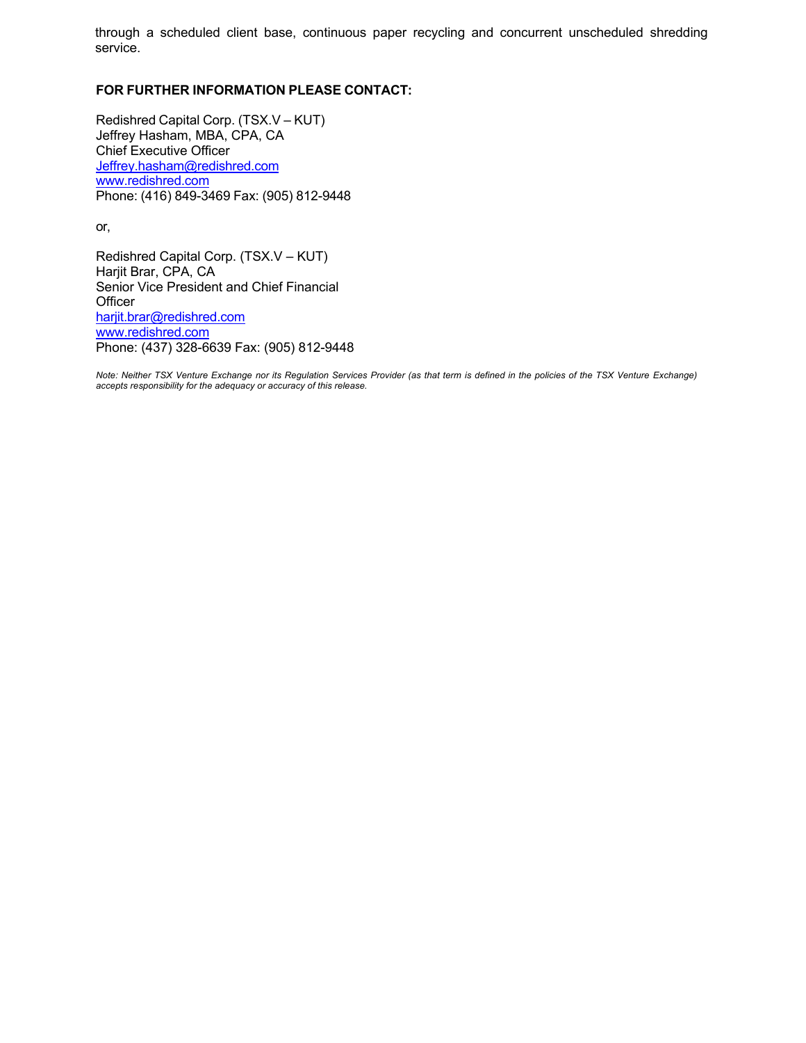through a scheduled client base, continuous paper recycling and concurrent unscheduled shredding service.

**FOR FURTHER INFORMATION PLEASE CONTACT:**

Redishred Capital Corp. (TSX.V – KUT)
Jeffrey Hasham, MBA, CPA, CA
Chief Executive Officer
Jeffrey.hasham@redishred.com
www.redishred.com
Phone: (416) 849-3469 Fax: (905) 812-9448

or,

Redishred Capital Corp. (TSX.V – KUT)
Harjit Brar, CPA, CA
Senior Vice President and Chief Financial Officer
harjit.brar@redishred.com
www.redishred.com
Phone: (437) 328-6639 Fax: (905) 812-9448

*Note: Neither TSX Venture Exchange nor its Regulation Services Provider (as that term is defined in the policies of the TSX Venture Exchange) accepts responsibility for the adequacy or accuracy of this release.*